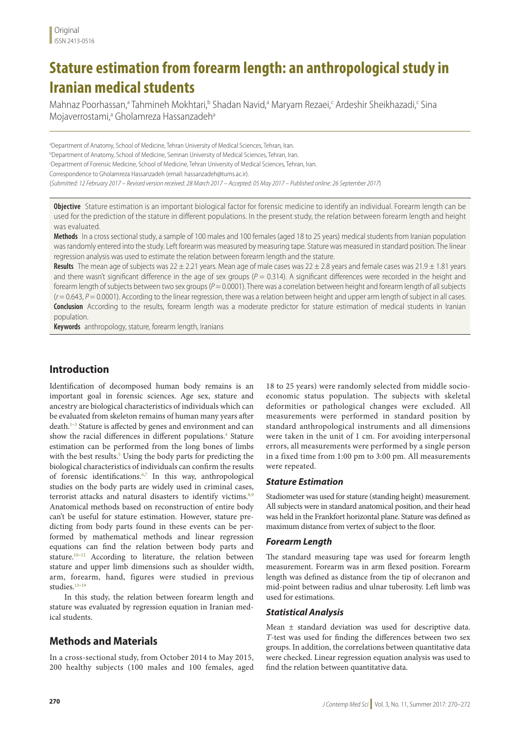Original
ISSN 2413-0516

# Stature estimation from forearm length: an anthropological study in Iranian medical students

Mahnaz Poorhassan,[a] Tahmineh Mokhtari,[b] Shadan Navid,[a] Maryam Rezaei,[c] Ardeshir Sheikhazadi,[c] Sina Mojaverrostami,[a] Gholamreza Hassanzadeh[a]

[a]Department of Anatomy, School of Medicine, Tehran University of Medical Sciences, Tehran, Iran.
[b]Department of Anatomy, School of Medicine, Semnan University of Medical Sciences, Tehran, Iran.
[c]Department of Forensic Medicine, School of Medicine, Tehran University of Medical Sciences, Tehran, Iran.
Correspondence to Gholamreza Hassanzadeh (email: hassanzadeh@tums.ac.ir).
(*Submitted: 12 February 2017 – Revised version received: 28 March 2017 – Accepted: 05 May 2017 – Published online: 26 September 2017*)

**Objective** Stature estimation is an important biological factor for forensic medicine to identify an individual. Forearm length can be used for the prediction of the stature in different populations. In the present study, the relation between forearm length and height was evaluated.

**Methods** In a cross sectional study, a sample of 100 males and 100 females (aged 18 to 25 years) medical students from Iranian population was randomly entered into the study. Left forearm was measured by measuring tape. Stature was measured in standard position. The linear regression analysis was used to estimate the relation between forearm length and the stature.

**Results** The mean age of subjects was 22 ± 2.21 years. Mean age of male cases was 22 ± 2.8 years and female cases was 21.9 ± 1.81 years and there wasn't significant difference in the age of sex groups ($P = 0.314$). A significant differences were recorded in the height and forearm length of subjects between two sex groups ($P = 0.0001$). There was a correlation between height and forearm length of all subjects ($r = 0.643$, $P = 0.0001$). According to the linear regression, there was a relation between height and upper arm length of subject in all cases.

**Conclusion** According to the results, forearm length was a moderate predictor for stature estimation of medical students in Iranian population.

**Keywords** anthropology, stature, forearm length, Iranians

## Introduction

Identification of decomposed human body remains is an important goal in forensic sciences. Age sex, stature and ancestry are biological characteristics of individuals which can be evaluated from skeleton remains of human many years after death.[1–3] Stature is affected by genes and environment and can show the racial differences in different populations.[4] Stature estimation can be performed from the long bones of limbs with the best results.[5] Using the body parts for predicting the biological characteristics of individuals can confirm the results of forensic identifications.[6,7] In this way, anthropological studies on the body parts are widely used in criminal cases, terrorist attacks and natural disasters to identify victims.[8,9] Anatomical methods based on reconstruction of entire body can't be useful for stature estimation. However, stature predicting from body parts found in these events can be performed by mathematical methods and linear regression equations can find the relation between body parts and stature.[10–12] According to literature, the relation between stature and upper limb dimensions such as shoulder width, arm, forearm, hand, figures were studied in previous studies.[13–19]

In this study, the relation between forearm length and stature was evaluated by regression equation in Iranian medical students.

## Methods and Materials

In a cross-sectional study, from October 2014 to May 2015, 200 healthy subjects (100 males and 100 females, aged 18 to 25 years) were randomly selected from middle socio-economic status population. The subjects with skeletal deformities or pathological changes were excluded. All measurements were performed in standard position by standard anthropological instruments and all dimensions were taken in the unit of 1 cm. For avoiding interpersonal errors, all measurements were performed by a single person in a fixed time from 1:00 pm to 3:00 pm. All measurements were repeated.

### Stature Estimation

Stadiometer was used for stature (standing height) measurement. All subjects were in standard anatomical position, and their head was held in the Frankfort horizontal plane. Stature was defined as maximum distance from vertex of subject to the floor.

### Forearm Length

The standard measuring tape was used for forearm length measurement. Forearm was in arm flexed position. Forearm length was defined as distance from the tip of olecranon and mid-point between radius and ulnar tuberosity. Left limb was used for estimations.

### Statistical Analysis

Mean ± standard deviation was used for descriptive data. *T*-test was used for finding the differences between two sex groups. In addition, the correlations between quantitative data were checked. Linear regression equation analysis was used to find the relation between quantitative data.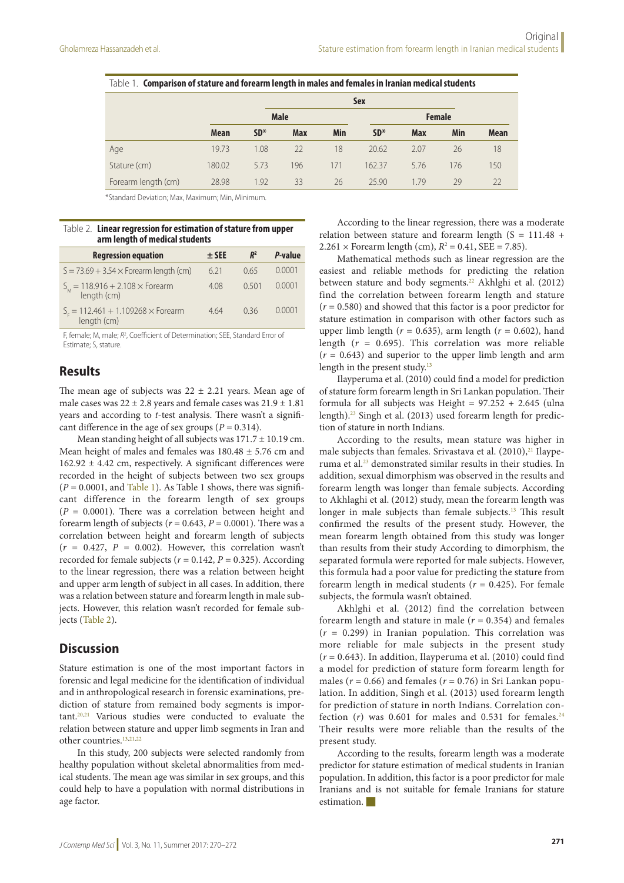Table 1. **Comparison of stature and forearm length in males and females in Iranian medical students**

| | Sex | | | | | | | |
|---|---|---|---|---|---|---|---|---|
| | Male | | | | Female | | | |
| | Mean | SD* | Max | Min | SD* | Max | Min | Mean |
| Age | 19.73 | 1.08 | 22 | 18 | 20.62 | 2.07 | 26 | 18 |
| Stature (cm) | 180.02 | 5.73 | 196 | 171 | 162.37 | 5.76 | 176 | 150 |
| Forearm length (cm) | 28.98 | 1.92 | 33 | 26 | 25.90 | 1.79 | 29 | 22 |

*Standard Deviation; Max, Maximum; Min, Minimum.

Table 2. **Linear regression for estimation of stature from upper arm length of medical students**

| Regression equation | ± SEE | $R^2$ | *P*-value |
|---|---|---|---|
| $S = 73.69 + 3.54 \times$ Forearm length (cm) | 6.21 | 0.65 | 0.0001 |
| $S_M = 118.916 + 2.108 \times$ Forearm length (cm) | 4.08 | 0.501 | 0.0001 |
| $S_F = 112.461 + 1.109268 \times$ Forearm length (cm) | 4.64 | 0.36 | 0.0001 |

F, female; M, male; $R^2$, Coefficient of Determination; SEE, Standard Error of Estimate; S, stature.

## Results

The mean age of subjects was 22 ± 2.21 years. Mean age of male cases was 22 ± 2.8 years and female cases was 21.9 ± 1.81 years and according to *t*-test analysis. There wasn't a significant difference in the age of sex groups ($P = 0.314$).

Mean standing height of all subjects was 171.7 ± 10.19 cm. Mean height of males and females was 180.48 ± 5.76 cm and 162.92 ± 4.42 cm, respectively. A significant differences were recorded in the height of subjects between two sex groups ($P = 0.0001$, and Table 1). As Table 1 shows, there was significant difference in the forearm length of sex groups ($P = 0.0001$). There was a correlation between height and forearm length of subjects ($r = 0.643$, $P = 0.0001$). There was a correlation between height and forearm length of subjects ($r = 0.427$, $P = 0.002$). However, this correlation wasn't recorded for female subjects ($r = 0.142$, $P = 0.325$). According to the linear regression, there was a relation between height and upper arm length of subject in all cases. In addition, there was a relation between stature and forearm length in male subjects. However, this relation wasn't recorded for female subjects (Table 2).

## Discussion

Stature estimation is one of the most important factors in forensic and legal medicine for the identification of individual and in anthropological research in forensic examinations, prediction of stature from remained body segments is important.[20,21] Various studies were conducted to evaluate the relation between stature and upper limb segments in Iran and other countries.[13,21,22]

In this study, 200 subjects were selected randomly from healthy population without skeletal abnormalities from medical students. The mean age was similar in sex groups, and this could help to have a population with normal distributions in age factor.

According to the linear regression, there was a moderate relation between stature and forearm length ($S = 111.48 + 2.261 \times$ Forearm length (cm), $R^2 = 0.41$, SEE = 7.85).

Mathematical methods such as linear regression are the easiest and reliable methods for predicting the relation between stature and body segments.[22] Akhlghi et al. (2012) find the correlation between forearm length and stature ($r = 0.580$) and showed that this factor is a poor predictor for stature estimation in comparison with other factors such as upper limb length ($r = 0.635$), arm length ($r = 0.602$), hand length ($r = 0.695$). This correlation was more reliable ($r = 0.643$) and superior to the upper limb length and arm length in the present study.[13]

Ilayperuma et al. (2010) could find a model for prediction of stature form forearm length in Sri Lankan population. Their formula for all subjects was Height = 97.252 + 2.645 (ulna length).[23] Singh et al. (2013) used forearm length for prediction of stature in north Indians.

According to the results, mean stature was higher in male subjects than females. Srivastava et al. (2010),[21] Ilayperuma et al.[23] demonstrated similar results in their studies. In addition, sexual dimorphism was observed in the results and forearm length was longer than female subjects. According to Akhlghi et al. (2012) study, mean the forearm length was longer in male subjects than female subjects.[13] This result confirmed the results of the present study. However, the mean forearm length obtained from this study was longer than results from their study According to dimorphism, the separated formula were reported for male subjects. However, this formula had a poor value for predicting the stature from forearm length in medical students ($r = 0.425$). For female subjects, the formula wasn't obtained.

Akhlghi et al. (2012) find the correlation between forearm length and stature in male ($r = 0.354$) and females ($r = 0.299$) in Iranian population. This correlation was more reliable for male subjects in the present study ($r = 0.643$). In addition, Ilayperuma et al. (2010) could find a model for prediction of stature form forearm length for males ($r = 0.66$) and females ($r = 0.76$) in Sri Lankan population. In addition, Singh et al. (2013) used forearm length for prediction of stature in north Indians. Correlation confection ($r$) was 0.601 for males and 0.531 for females.[24] Their results were more reliable than the results of the present study.

According to the results, forearm length was a moderate predictor for stature estimation of medical students in Iranian population. In addition, this factor is a poor predictor for male Iranians and is not suitable for female Iranians for stature estimation.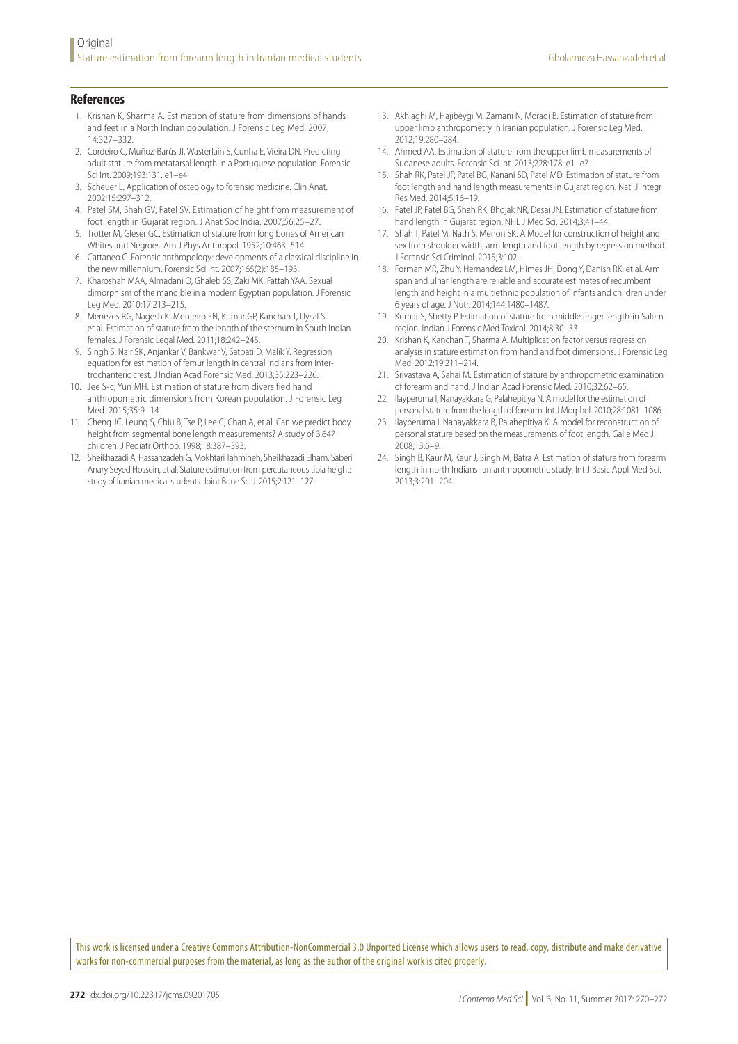## References

1. Krishan K, Sharma A. Estimation of stature from dimensions of hands and feet in a North Indian population. J Forensic Leg Med. 2007; 14:327–332.
2. Cordeiro C, Muñoz-Barús JI, Wasterlain S, Cunha E, Vieira DN. Predicting adult stature from metatarsal length in a Portuguese population. Forensic Sci Int. 2009;193:131. e1–e4.
3. Scheuer L. Application of osteology to forensic medicine. Clin Anat. 2002;15:297–312.
4. Patel SM, Shah GV, Patel SV. Estimation of height from measurement of foot length in Gujarat region. J Anat Soc India. 2007;56:25–27.
5. Trotter M, Gleser GC. Estimation of stature from long bones of American Whites and Negroes. Am J Phys Anthropol. 1952;10:463–514.
6. Cattaneo C. Forensic anthropology: developments of a classical discipline in the new millennium. Forensic Sci Int. 2007;165(2):185–193.
7. Kharoshah MAA, Almadani O, Ghaleb SS, Zaki MK, Fattah YAA. Sexual dimorphism of the mandible in a modern Egyptian population. J Forensic Leg Med. 2010;17:213–215.
8. Menezes RG, Nagesh K, Monteiro FN, Kumar GP, Kanchan T, Uysal S, et al. Estimation of stature from the length of the sternum in South Indian females. J Forensic Legal Med. 2011;18:242–245.
9. Singh S, Nair SK, Anjankar V, Bankwar V, Satpati D, Malik Y. Regression equation for estimation of femur length in central Indians from inter-trochanteric crest. J Indian Acad Forensic Med. 2013;35:223–226.
10. Jee S-c, Yun MH. Estimation of stature from diversified hand anthropometric dimensions from Korean population. J Forensic Leg Med. 2015;35:9–14.
11. Cheng JC, Leung S, Chiu B, Tse P, Lee C, Chan A, et al. Can we predict body height from segmental bone length measurements? A study of 3,647 children. J Pediatr Orthop. 1998;18:387–393.
12. Sheikhazadi A, Hassanzadeh G, Mokhtari Tahmineh, Sheikhazadi Elham, Saberi Anary Seyed Hossein, et al. Stature estimation from percutaneous tibia height: study of Iranian medical students. Joint Bone Sci J. 2015;2:121–127.
13. Akhlaghi M, Hajibeygi M, Zamani N, Moradi B. Estimation of stature from upper limb anthropometry in Iranian population. J Forensic Leg Med. 2012;19:280–284.
14. Ahmed AA. Estimation of stature from the upper limb measurements of Sudanese adults. Forensic Sci Int. 2013;228:178. e1–e7.
15. Shah RK, Patel JP, Patel BG, Kanani SD, Patel MD. Estimation of stature from foot length and hand length measurements in Gujarat region. Natl J Integr Res Med. 2014;5:16–19.
16. Patel JP, Patel BG, Shah RK, Bhojak NR, Desai JN. Estimation of stature from hand length in Gujarat region. NHL J Med Sci. 2014;3:41–44.
17. Shah T, Patel M, Nath S, Menon SK. A Model for construction of height and sex from shoulder width, arm length and foot length by regression method. J Forensic Sci Criminol. 2015;3:102.
18. Forman MR, Zhu Y, Hernandez LM, Himes JH, Dong Y, Danish RK, et al. Arm span and ulnar length are reliable and accurate estimates of recumbent length and height in a multiethnic population of infants and children under 6 years of age. J Nutr. 2014;144:1480–1487.
19. Kumar S, Shetty P. Estimation of stature from middle finger length-in Salem region. Indian J Forensic Med Toxicol. 2014;8:30–33.
20. Krishan K, Kanchan T, Sharma A. Multiplication factor versus regression analysis in stature estimation from hand and foot dimensions. J Forensic Leg Med. 2012;19:211–214.
21. Srivastava A, Sahai M. Estimation of stature by anthropometric examination of forearm and hand. J Indian Acad Forensic Med. 2010;32:62–65.
22. Ilayperuma I, Nanayakkara G, Palahepitiya N. A model for the estimation of personal stature from the length of forearm. Int J Morphol. 2010;28:1081–1086.
23. Ilayperuma I, Nanayakkara B, Palahepitiya K. A model for reconstruction of personal stature based on the measurements of foot length. Galle Med J. 2008;13:6–9.
24. Singh B, Kaur M, Kaur J, Singh M, Batra A. Estimation of stature from forearm length in north Indians–an anthropometric study. Int J Basic Appl Med Sci. 2013;3:201–204.

This work is licensed under a Creative Commons Attribution-NonCommercial 3.0 Unported License which allows users to read, copy, distribute and make derivative works for non-commercial purposes from the material, as long as the author of the original work is cited properly.